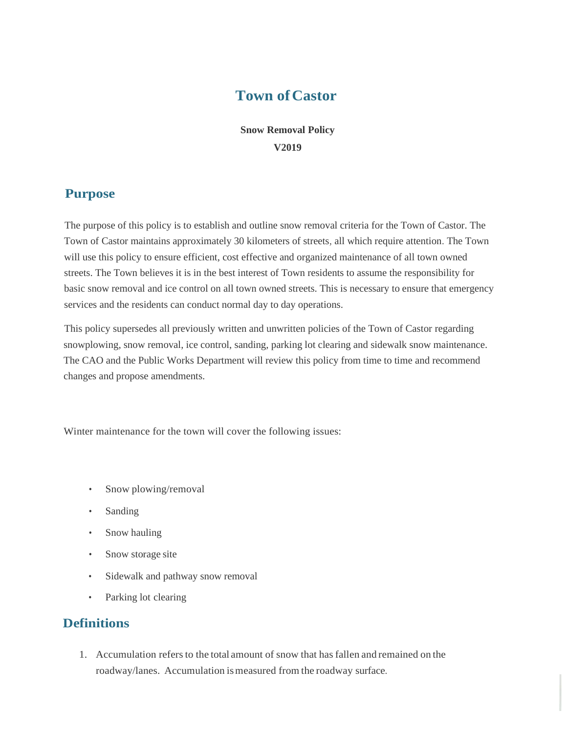# Town of Castor

**Snow Removal Policy**

**V2019**

## Purpose

The purpose of this policy is to establish and outline snow removal criteria for the Town of Castor. The Town of Castor maintains approximately 30 kilometers of streets, all which require attention. The Town will use this policy to ensure efficient, cost effective and organized maintenance of all town owned streets. The Town believes it is in the best interest of Town residents to assume the responsibility for basic snow removal and ice control on all town owned streets. This is necessary to ensure that emergency services and the residents can conduct normal day to day operations.

This policy supersedes all previously written and unwritten policies of the Town of Castor regarding snowplowing, snow removal, ice control, sanding, parking lot clearing and sidewalk snow maintenance. The CAO and the Public Works Department will review this policy from time to time and recommend changes and propose amendments.

Winter maintenance for the town will cover the following issues:

- Snow plowing/removal
- Sanding
- Snow hauling
- Snow storage site
- Sidewalk and pathway snow removal
- Parking lot clearing

## Definitions

1. Accumulation refers to the total amount of snow that has fallen and remained on the roadway/lanes. Accumulation is measured from the roadway surface.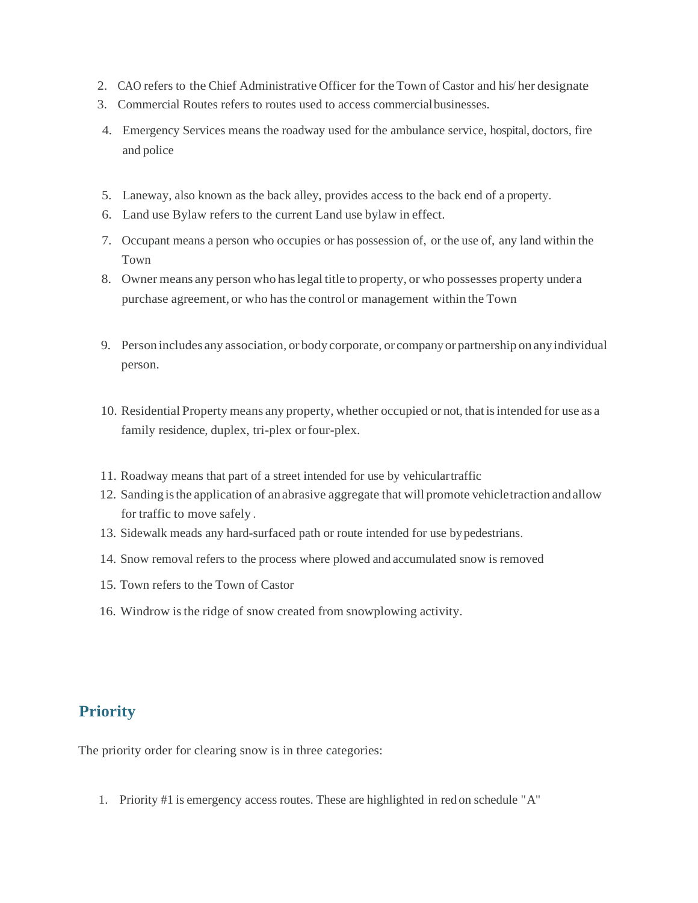2. CAO refers to the Chief Administrative Officer for the Town of Castor and his/ her designate
3. Commercial Routes refers to routes used to access commercial businesses.
4. Emergency Services means the roadway used for the ambulance service, hospital, doctors, fire and police
5. Laneway, also known as the back alley, provides access to the back end of a property.
6. Land use Bylaw refers to the current Land use bylaw in effect.
7. Occupant means a person who occupies or has possession of, or the use of, any land within the Town
8. Owner means any person who has legal title to property, or who possesses property under a purchase agreement, or who has the control or management within the Town
9. Person includes any association, or body corporate, or company or partnership on any individual person.
10. Residential Property means any property, whether occupied or not, that is intended for use as a family residence, duplex, tri-plex or four-plex.
11. Roadway means that part of a street intended for use by vehicular traffic
12. Sanding is the application of an abrasive aggregate that will promote vehicle traction and allow for traffic to move safely .
13. Sidewalk meads any hard-surfaced path or route intended for use by pedestrians.
14. Snow removal refers to the process where plowed and accumulated snow is removed
15. Town refers to the Town of Castor
16. Windrow is the ridge of snow created from snowplowing activity.

## Priority

The priority order for clearing snow is in three categories:

1. Priority #1 is emergency access routes. These are highlighted in red on schedule "A"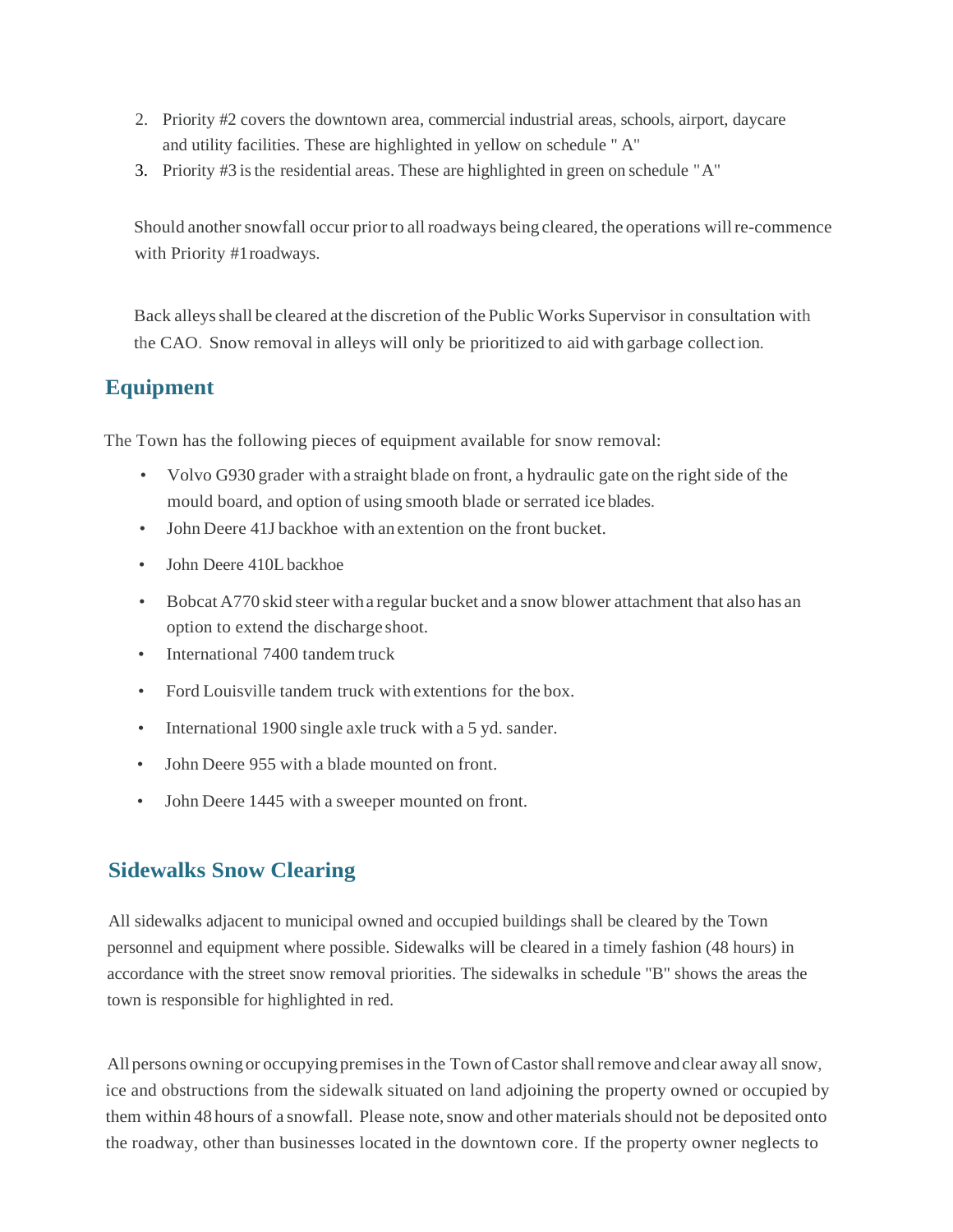2. Priority #2 covers the downtown area, commercial industrial areas, schools, airport, daycare and utility facilities. These are highlighted in yellow on schedule " A"
3. Priority #3 is the residential areas. These are highlighted in green on schedule " A"

Should another snowfall occur prior to all roadways being cleared, the operations will re-commence with Priority #1 roadways.

Back alleys shall be cleared at the discretion of the Public Works Supervisor in consultation with the CAO. Snow removal in alleys will only be prioritized to aid with garbage collection.

## Equipment

The Town has the following pieces of equipment available for snow removal:

- Volvo G930 grader with a straight blade on front, a hydraulic gate on the right side of the mould board, and option of using smooth blade or serrated ice blades.
- John Deere 41J backhoe with an extention on the front bucket.
- John Deere 410L backhoe
- Bobcat A770 skid steer with a regular bucket and a snow blower attachment that also has an option to extend the discharge shoot.
- International 7400 tandem truck
- Ford Louisville tandem truck with extentions for the box.
- International 1900 single axle truck with a 5 yd. sander.
- John Deere 955 with a blade mounted on front.
- John Deere 1445 with a sweeper mounted on front.

## Sidewalks Snow Clearing

All sidewalks adjacent to municipal owned and occupied buildings shall be cleared by the Town personnel and equipment where possible. Sidewalks will be cleared in a timely fashion (48 hours) in accordance with the street snow removal priorities. The sidewalks in schedule "B" shows the areas the town is responsible for highlighted in red.

All persons owning or occupying premises in the Town of Castor shall remove and clear away all snow, ice and obstructions from the sidewalk situated on land adjoining the property owned or occupied by them within 48 hours of a snowfall. Please note, snow and other materials should not be deposited onto the roadway, other than businesses located in the downtown core. If the property owner neglects to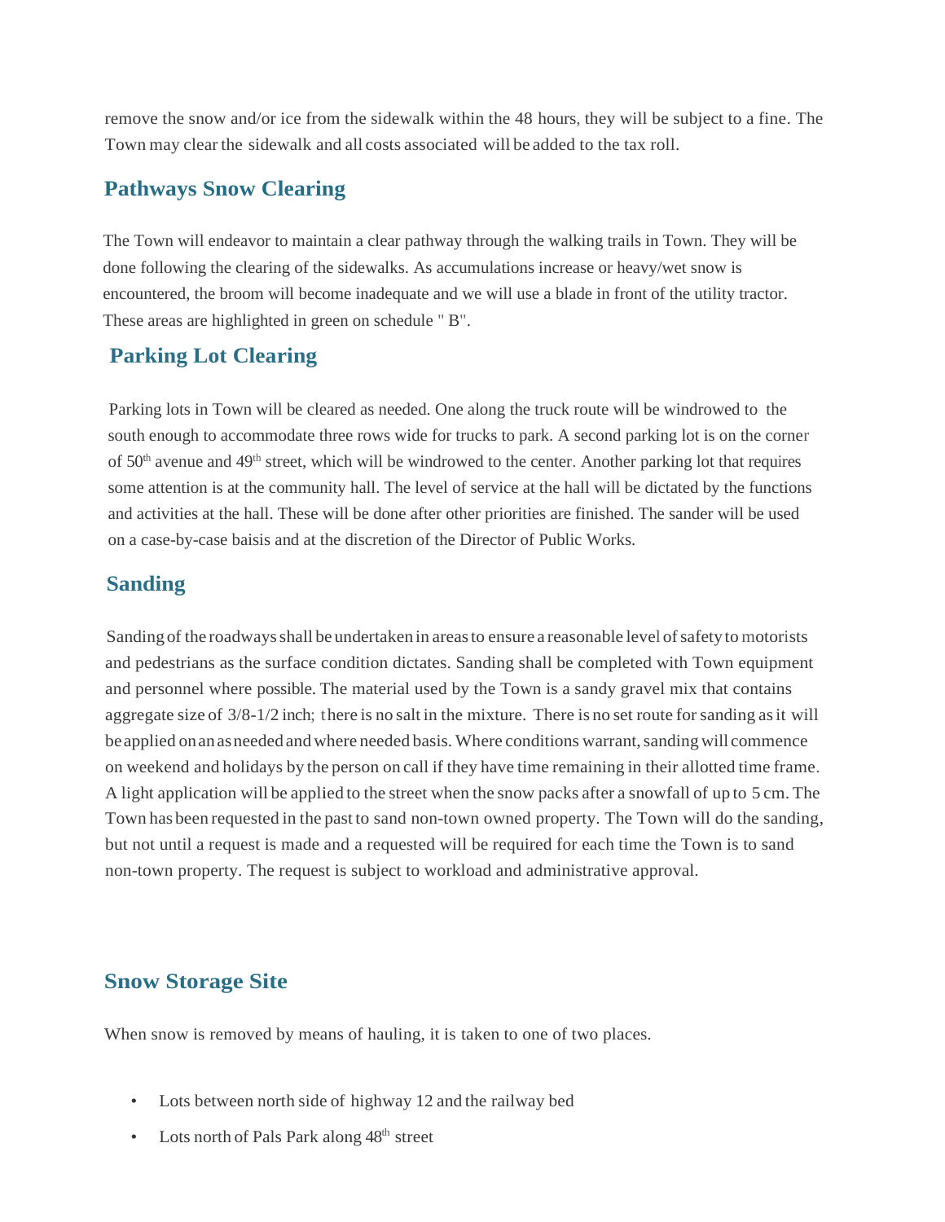remove the snow and/or ice from the sidewalk within the 48 hours, they will be subject to a fine. The Town may clear the sidewalk and all costs associated will be added to the tax roll.

## Pathways Snow Clearing

The Town will endeavor to maintain a clear pathway through the walking trails in Town. They will be done following the clearing of the sidewalks. As accumulations increase or heavy/wet snow is encountered, the broom will become inadequate and we will use a blade in front of the utility tractor. These areas are highlighted in green on schedule " B".

## Parking Lot Clearing

Parking lots in Town will be cleared as needed. One along the truck route will be windrowed to the south enough to accommodate three rows wide for trucks to park. A second parking lot is on the corner of 50th avenue and 49th street, which will be windrowed to the center. Another parking lot that requires some attention is at the community hall. The level of service at the hall will be dictated by the functions and activities at the hall. These will be done after other priorities are finished. The sander will be used on a case-by-case baisis and at the discretion of the Director of Public Works.

## Sanding

Sanding of the roadways shall be undertaken in areas to ensure a reasonable level of safety to motorists and pedestrians as the surface condition dictates. Sanding shall be completed with Town equipment and personnel where possible. The material used by the Town is a sandy gravel mix that contains aggregate size of 3/8-1/2 inch; there is no salt in the mixture. There is no set route for sanding as it will be applied on an as needed and where needed basis. Where conditions warrant, sanding will commence on weekend and holidays by the person on call if they have time remaining in their allotted time frame. A light application will be applied to the street when the snow packs after a snowfall of up to 5 cm. The Town has been requested in the past to sand non-town owned property. The Town will do the sanding, but not until a request is made and a requested will be required for each time the Town is to sand non-town property. The request is subject to workload and administrative approval.

## Snow Storage Site

When snow is removed by means of hauling, it is taken to one of two places.

- Lots between north side of highway 12 and the railway bed
- Lots north of Pals Park along 48th street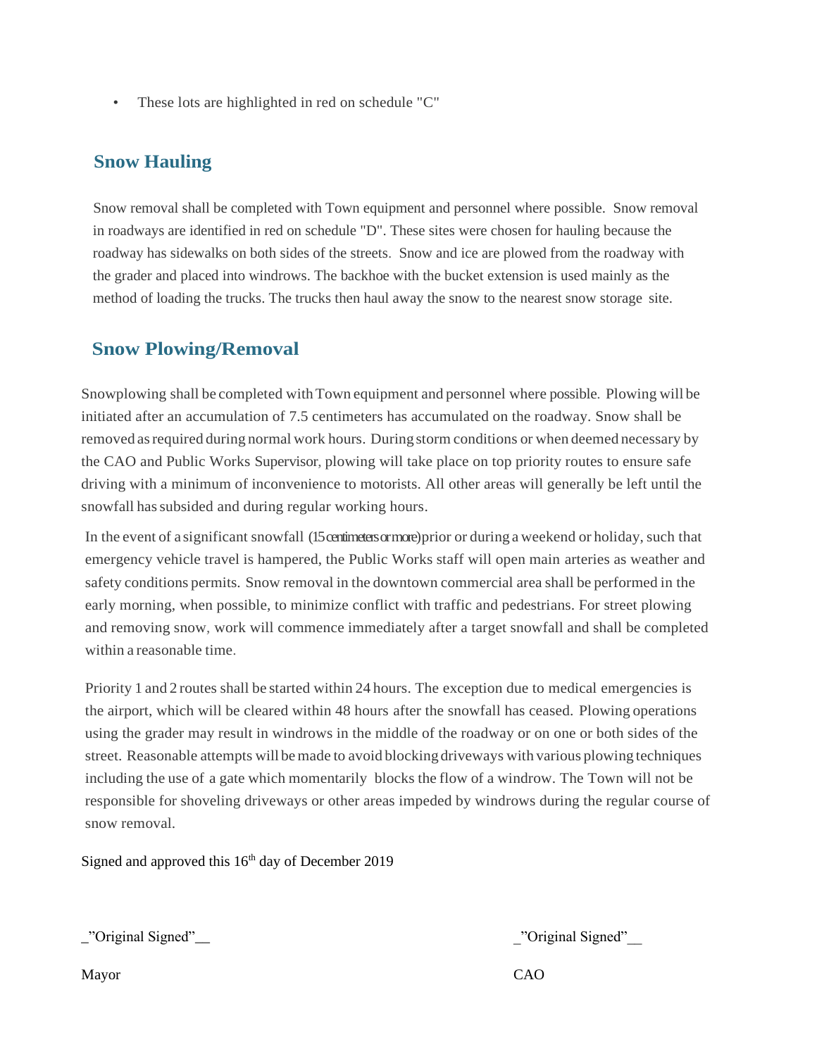- These lots are highlighted in red on schedule "C"

## Snow Hauling

Snow removal shall be completed with Town equipment and personnel where possible. Snow removal in roadways are identified in red on schedule "D". These sites were chosen for hauling because the roadway has sidewalks on both sides of the streets. Snow and ice are plowed from the roadway with the grader and placed into windrows. The backhoe with the bucket extension is used mainly as the method of loading the trucks. The trucks then haul away the snow to the nearest snow storage site.

## Snow Plowing/Removal

Snowplowing shall be completed with Town equipment and personnel where possible. Plowing will be initiated after an accumulation of 7.5 centimeters has accumulated on the roadway. Snow shall be removed as required during normal work hours. During storm conditions or when deemed necessary by the CAO and Public Works Supervisor, plowing will take place on top priority routes to ensure safe driving with a minimum of inconvenience to motorists. All other areas will generally be left until the snowfall has subsided and during regular working hours.

In the event of a significant snowfall (15 centimeters or more) prior or during a weekend or holiday, such that emergency vehicle travel is hampered, the Public Works staff will open main arteries as weather and safety conditions permits. Snow removal in the downtown commercial area shall be performed in the early morning, when possible, to minimize conflict with traffic and pedestrians. For street plowing and removing snow, work will commence immediately after a target snowfall and shall be completed within a reasonable time.

Priority 1 and 2 routes shall be started within 24 hours. The exception due to medical emergencies is the airport, which will be cleared within 48 hours after the snowfall has ceased. Plowing operations using the grader may result in windrows in the middle of the roadway or on one or both sides of the street. Reasonable attempts will be made to avoid blocking driveways with various plowing techniques including the use of a gate which momentarily blocks the flow of a windrow. The Town will not be responsible for shoveling driveways or other areas impeded by windrows during the regular course of snow removal.

Signed and approved this 16th day of December 2019

_"Original Signed"__

Mayor

_"Original Signed"__

CAO